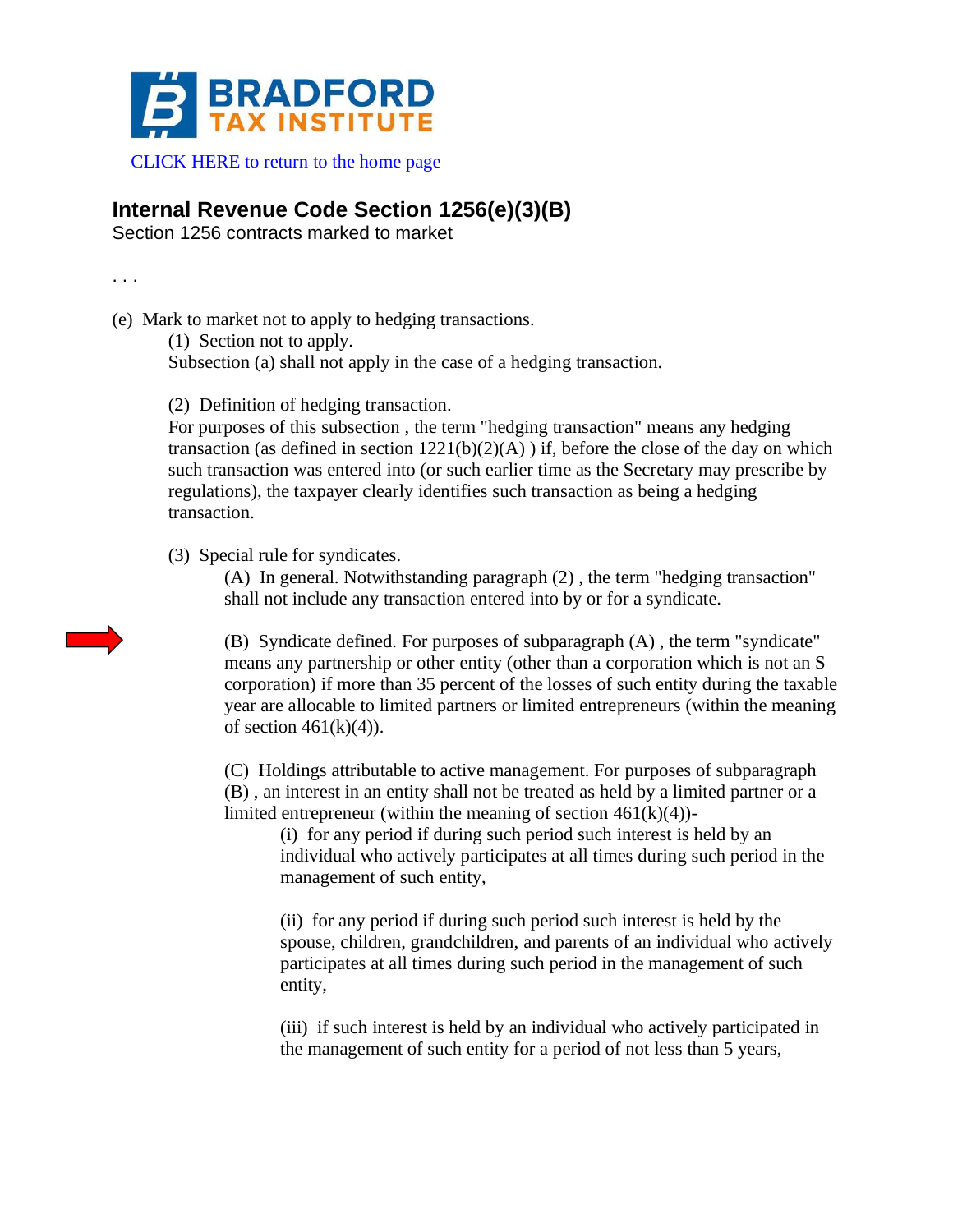**BRADFORD TAX INSTITUTE**

CLICK HERE to return to the home page

## Internal Revenue Code Section 1256(e)(3)(B)

Section 1256 contracts marked to market

. . .

(e) Mark to market not to apply to hedging transactions.

(1) Section not to apply.

Subsection (a) shall not apply in the case of a hedging transaction.

(2) Definition of hedging transaction.

For purposes of this subsection , the term "hedging transaction" means any hedging transaction (as defined in section 1221(b)(2)(A) ) if, before the close of the day on which such transaction was entered into (or such earlier time as the Secretary may prescribe by regulations), the taxpayer clearly identifies such transaction as being a hedging transaction.

(3) Special rule for syndicates.

(A) In general. Notwithstanding paragraph (2) , the term "hedging transaction" shall not include any transaction entered into by or for a syndicate.

(B) Syndicate defined. For purposes of subparagraph (A) , the term "syndicate" means any partnership or other entity (other than a corporation which is not an S corporation) if more than 35 percent of the losses of such entity during the taxable year are allocable to limited partners or limited entrepreneurs (within the meaning of section 461(k)(4)).

(C) Holdings attributable to active management. For purposes of subparagraph (B) , an interest in an entity shall not be treated as held by a limited partner or a limited entrepreneur (within the meaning of section 461(k)(4))-

(i) for any period if during such period such interest is held by an individual who actively participates at all times during such period in the management of such entity,

(ii) for any period if during such period such interest is held by the spouse, children, grandchildren, and parents of an individual who actively participates at all times during such period in the management of such entity,

(iii) if such interest is held by an individual who actively participated in the management of such entity for a period of not less than 5 years,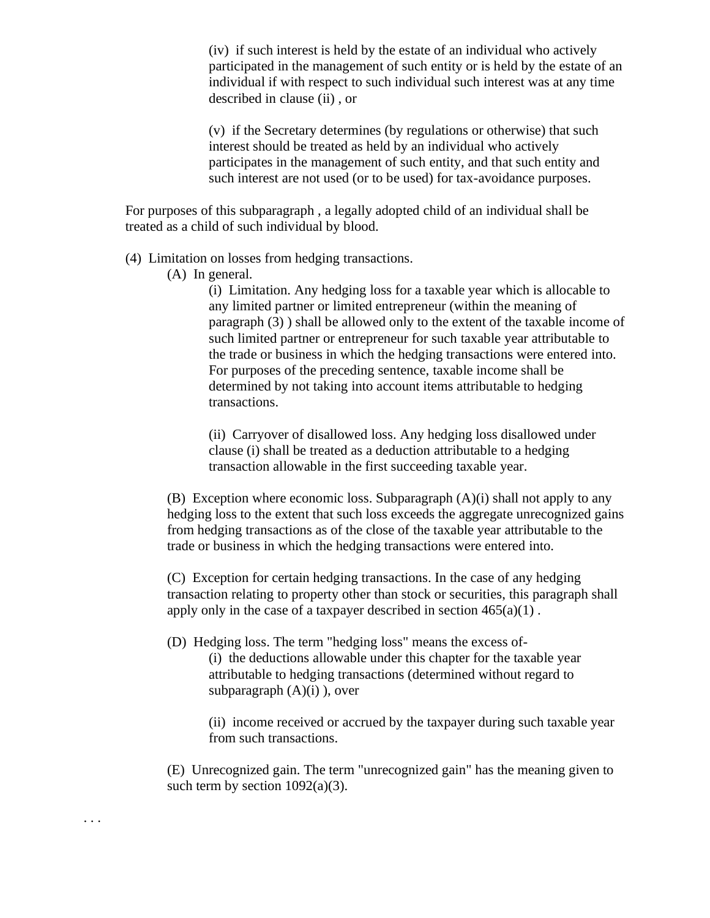(iv) if such interest is held by the estate of an individual who actively participated in the management of such entity or is held by the estate of an individual if with respect to such individual such interest was at any time described in clause (ii) , or

(v) if the Secretary determines (by regulations or otherwise) that such interest should be treated as held by an individual who actively participates in the management of such entity, and that such entity and such interest are not used (or to be used) for tax-avoidance purposes.

For purposes of this subparagraph , a legally adopted child of an individual shall be treated as a child of such individual by blood.

(4) Limitation on losses from hedging transactions.

(A) In general.

(i) Limitation. Any hedging loss for a taxable year which is allocable to any limited partner or limited entrepreneur (within the meaning of paragraph (3) ) shall be allowed only to the extent of the taxable income of such limited partner or entrepreneur for such taxable year attributable to the trade or business in which the hedging transactions were entered into. For purposes of the preceding sentence, taxable income shall be determined by not taking into account items attributable to hedging transactions.

(ii) Carryover of disallowed loss. Any hedging loss disallowed under clause (i) shall be treated as a deduction attributable to a hedging transaction allowable in the first succeeding taxable year.

(B) Exception where economic loss. Subparagraph (A)(i) shall not apply to any hedging loss to the extent that such loss exceeds the aggregate unrecognized gains from hedging transactions as of the close of the taxable year attributable to the trade or business in which the hedging transactions were entered into.

(C) Exception for certain hedging transactions. In the case of any hedging transaction relating to property other than stock or securities, this paragraph shall apply only in the case of a taxpayer described in section 465(a)(1) .

(D) Hedging loss. The term "hedging loss" means the excess of-

(i) the deductions allowable under this chapter for the taxable year attributable to hedging transactions (determined without regard to subparagraph (A)(i) ), over

(ii) income received or accrued by the taxpayer during such taxable year from such transactions.

(E) Unrecognized gain. The term "unrecognized gain" has the meaning given to such term by section 1092(a)(3).

. . .